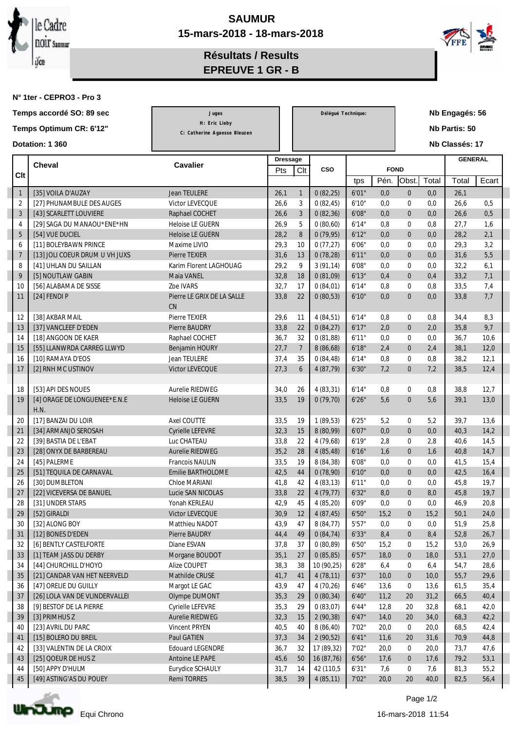# SAUMUR

**15-mars-2018 - 18-mars-2018**

## Résultats / Results

## EPREUVE 1 GR - B

**N° 1ter - CEPRO3 - Pro 3**

**Temps accordé SO: 89 sec**

**Temps Optimum CR: 6'12"**

**Dotation: 1 360**

Juges
H: Eric Lieby
C: Catherine Agaesse Bleuzen

Délégué Technique:

**Nb Engagés: 56**

**Nb Partis: 50**

**Nb Classés: 17**

| Clt | Cheval | Cavalier | Dressage Pts | Dressage Clt | CSO | FOND tps | FOND Pén. | FOND Obst. | FOND Total | GENERAL Total | GENERAL Ecart |
|---|---|---|---|---|---|---|---|---|---|---|---|
| 1 | [35] VOILA D'AUZAY | Jean TEULERE | 26,1 | 1 | 0 (82,25) | 6'01" | 0,0 | 0 | 0,0 | 26,1 | |
| 2 | [27] PHUNAMBULE DES AUGES | Victor LEVECQUE | 26,6 | 3 | 0 (82,45) | 6'10" | 0,0 | 0 | 0,0 | 26,6 | 0,5 |
| 3 | [43] SCARLETT LOUVIERE | Raphael COCHET | 26,6 | 3 | 0 (82,36) | 6'08" | 0,0 | 0 | 0,0 | 26,6 | 0,5 |
| 4 | [29] SAGA DU MANAOU*ENE*HN | Heloise LE GUERN | 26,9 | 5 | 0 (80,60) | 6'14" | 0,8 | 0 | 0,8 | 27,7 | 1,6 |
| 5 | [54] VUE DUCIEL | Heloise LE GUERN | 28,2 | 8 | 0 (79,95) | 6'12" | 0,0 | 0 | 0,0 | 28,2 | 2,1 |
| 6 | [11] BOLEYBAWN PRINCE | Maxime LIVIO | 29,3 | 10 | 0 (77,27) | 6'06" | 0,0 | 0 | 0,0 | 29,3 | 3,2 |
| 7 | [13] JOLI COEUR DRUM U VH JUXS | Pierre TEXIER | 31,6 | 13 | 0 (78,28) | 6'11" | 0,0 | 0 | 0,0 | 31,6 | 5,5 |
| 8 | [41] UHLAN DU SAILLAN | Karim Florent LAGHOUAG | 29,2 | 9 | 3 (91,14) | 6'08" | 0,0 | 0 | 0,0 | 32,2 | 6,1 |
| 9 | [5] NOUTLAW GABIN | Maia VANEL | 32,8 | 18 | 0 (81,09) | 6'13" | 0,4 | 0 | 0,4 | 33,2 | 7,1 |
| 10 | [56] ALABAMA DE SISSE | Zoe IVARS | 32,7 | 17 | 0 (84,01) | 6'14" | 0,8 | 0 | 0,8 | 33,5 | 7,4 |
| 11 | [24] FENDI P | Pierre LE GRIX DE LA SALLE CN | 33,8 | 22 | 0 (80,53) | 6'10" | 0,0 | 0 | 0,0 | 33,8 | 7,7 |
| 12 | [38] AKBAR MAIL | Pierre TEXIER | 29,6 | 11 | 4 (84,51) | 6'14" | 0,8 | 0 | 0,8 | 34,4 | 8,3 |
| 13 | [37] VANCLEEF D'EDEN | Pierre BAUDRY | 33,8 | 22 | 0 (84,27) | 6'17" | 2,0 | 0 | 2,0 | 35,8 | 9,7 |
| 14 | [18] ANGOON DE KAER | Raphael COCHET | 36,7 | 32 | 0 (81,88) | 6'11" | 0,0 | 0 | 0,0 | 36,7 | 10,6 |
| 15 | [55] LLANWRDA CARREG LLWYD | Benjamin HOURY | 27,7 | 7 | 8 (86,68) | 6'18" | 2,4 | 0 | 2,4 | 38,1 | 12,0 |
| 16 | [10] RAMAYA D'EOS | Jean TEULERE | 37,4 | 35 | 0 (84,48) | 6'14" | 0,8 | 0 | 0,8 | 38,2 | 12,1 |
| 17 | [2] RNH MC USTINOV | Victor LEVECQUE | 27,3 | 6 | 4 (87,79) | 6'30" | 7,2 | 0 | 7,2 | 38,5 | 12,4 |
| | | | | | | | | | | | |
| 18 | [53] API DES NOUES | Aurelie RIEDWEG | 34,0 | 26 | 4 (83,31) | 6'14" | 0,8 | 0 | 0,8 | 38,8 | 12,7 |
| 19 | [4] ORAGE DE LONGUENEE*E.N.E H.N. | Heloise LE GUERN | 33,5 | 19 | 0 (79,70) | 6'26" | 5,6 | 0 | 5,6 | 39,1 | 13,0 |
| 20 | [17] BANZAI DU LOIR | Axel COUTTE | 33,5 | 19 | 1 (89,53) | 6'25" | 5,2 | 0 | 5,2 | 39,7 | 13,6 |
| 21 | [34] ARMANJO SEROSAH | Cyrielle LEFEVRE | 32,3 | 15 | 8 (80,99) | 6'07" | 0,0 | 0 | 0,0 | 40,3 | 14,2 |
| 22 | [39] BASTIA DE L'EBAT | Luc CHATEAU | 33,8 | 22 | 4 (79,68) | 6'19" | 2,8 | 0 | 2,8 | 40,6 | 14,5 |
| 23 | [28] ONYX DE BARBEREAU | Aurelie RIEDWEG | 35,2 | 28 | 4 (85,48) | 6'16" | 1,6 | 0 | 1,6 | 40,8 | 14,7 |
| 24 | [45] PALERME | Francois NAULIN | 33,5 | 19 | 8 (84,38) | 6'08" | 0,0 | 0 | 0,0 | 41,5 | 15,4 |
| 25 | [51] TEQUILA DE CARNAVAL | Emilie BARTHOLOME | 42,5 | 44 | 0 (78,90) | 6'10" | 0,0 | 0 | 0,0 | 42,5 | 16,4 |
| 26 | [30] DUMBLETON | Chloe MARIANI | 41,8 | 42 | 4 (83,13) | 6'11" | 0,0 | 0 | 0,0 | 45,8 | 19,7 |
| 27 | [22] VICEVERSA DE BANUEL | Lucie SAN NICOLAS | 33,8 | 22 | 4 (79,77) | 6'32" | 8,0 | 0 | 8,0 | 45,8 | 19,7 |
| 28 | [31] UNDER STARS | Yonah KERLEAU | 42,9 | 45 | 4 (85,20) | 6'09" | 0,0 | 0 | 0,0 | 46,9 | 20,8 |
| 29 | [52] GIRALDI | Victor LEVECQUE | 30,9 | 12 | 4 (87,45) | 6'50" | 15,2 | 0 | 15,2 | 50,1 | 24,0 |
| 30 | [32] ALONG BOY | Matthieu NADOT | 43,9 | 47 | 8 (84,77) | 5'57" | 0,0 | 0 | 0,0 | 51,9 | 25,8 |
| 31 | [12] BONES D'EDEN | Pierre BAUDRY | 44,4 | 49 | 0 (84,74) | 6'33" | 8,4 | 0 | 8,4 | 52,8 | 26,7 |
| 32 | [6] BENTLY CASTELFORTE | Diane ESVAN | 37,8 | 37 | 0 (80,89) | 6'50" | 15,2 | 0 | 15,2 | 53,0 | 26,9 |
| 33 | [1] TEAM JASS DU DERBY | Morgane BOUDOT | 35,1 | 27 | 0 (85,85) | 6'57" | 18,0 | 0 | 18,0 | 53,1 | 27,0 |
| 34 | [44] CHURCHILL D'HOYO | Alize COUPET | 38,3 | 38 | 10 (90,25) | 6'28" | 6,4 | 0 | 6,4 | 54,7 | 28,6 |
| 35 | [21] CANDAR VAN HET NEERVELD | Mathilde CRUSE | 41,7 | 41 | 4 (78,11) | 6'37" | 10,0 | 0 | 10,0 | 55,7 | 29,6 |
| 36 | [47] ORELIE DU GUILLY | Margot LE GAC | 43,9 | 47 | 4 (70,26) | 6'46" | 13,6 | 0 | 13,6 | 61,5 | 35,4 |
| 37 | [26] LOLA VAN DE VLINDERVALLEI | Olympe DUMONT | 35,3 | 29 | 0 (80,34) | 6'40" | 11,2 | 20 | 31,2 | 66,5 | 40,4 |
| 38 | [9] BESTOF DE LA PIERRE | Cyrielle LEFEVRE | 35,3 | 29 | 0 (83,07) | 6'44" | 12,8 | 20 | 32,8 | 68,1 | 42,0 |
| 39 | [3] PRIMHUS Z | Aurelie RIEDWEG | 32,3 | 15 | 2 (90,38) | 6'47" | 14,0 | 20 | 34,0 | 68,3 | 42,2 |
| 40 | [23] AVRIL DU PARC | Vincent PRYEN | 40,5 | 40 | 8 (86,40) | 7'02" | 20,0 | 0 | 20,0 | 68,5 | 42,4 |
| 41 | [15] BOLERO DU BREIL | Paul GATIEN | 37,3 | 34 | 2 (90,52) | 6'41" | 11,6 | 20 | 31,6 | 70,9 | 44,8 |
| 42 | [33] VALENTIN DE LA CROIX | Edouard LEGENDRE | 36,7 | 32 | 17 (89,32) | 7'02" | 20,0 | 0 | 20,0 | 73,7 | 47,6 |
| 43 | [25] QOEUR DE HUS Z | Antoine LE PAPE | 45,6 | 50 | 16 (87,76) | 6'56" | 17,6 | 0 | 17,6 | 79,2 | 53,1 |
| 44 | [50] APPY D'HULM | Eurydice SCHAULY | 31,7 | 14 | 42 (110,5 | 6'31" | 7,6 | 0 | 7,6 | 81,3 | 55,2 |
| 45 | [49] ASTING'AS DU POUEY | Remi TORRES | 38,5 | 39 | 4 (85,11) | 7'02" | 20,0 | 20 | 40,0 | 82,5 | 56,4 |

Equi Chrono

16-mars-2018 11:54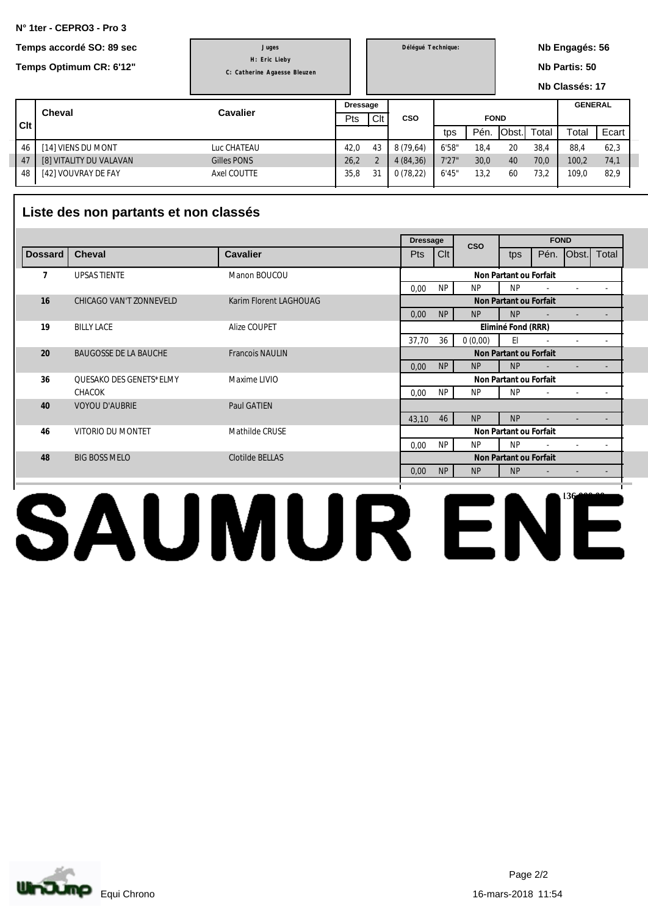**N° 1ter - CEPRO3 - Pro 3**

**Temps accordé SO: 89 sec**

**Temps Optimum CR: 6'12"**

Juges
H: Eric Lieby
C: Catherine Agaesse Bleuzen

Délégué Technique:

**Nb Engagés: 56**

**Nb Partis: 50**

**Nb Classés: 17**

| Clt | Cheval | Cavalier | Dressage | | CSO | FOND | | | | GENERAL | |
|---|---|---|---|---|---|---|---|---|---|---|---|
| | | | Pts | Clt | | tps | Pén. | Obst. | Total | Total | Ecart |
| 46 | [14] VIENS DU MONT | Luc CHATEAU | 42,0 | 43 | 8 (79,64) | 6'58" | 18,4 | 20 | 38,4 | 88,4 | 62,3 |
| 47 | [8] VITALITY DU VALAVAN | Gilles PONS | 26,2 | 2 | 4 (84,36) | 7'27" | 30,0 | 40 | 70,0 | 100,2 | 74,1 |
| 48 | [42] VOUVRAY DE FAY | Axel COUTTE | 35,8 | 31 | 0 (78,22) | 6'45" | 13,2 | 60 | 73,2 | 109,0 | 82,9 |

## Liste des non partants et non classés

| Dossard | Cheval | Cavalier | Dressage | | CSO | FOND | | | |
|---|---|---|---|---|---|---|---|---|---|
| | | | Pts | Clt | | tps | Pén. | Obst. | Total |
| 7 | UPSAS TIENTE | Manon BOUCOU | Non Partant ou Forfait | | | | | | |
| | | | 0,00 | NP | NP | NP | - | - | - |
| 16 | CHICAGO VAN'T ZONNEVELD | Karim Florent LAGHOUAG | Non Partant ou Forfait | | | | | | |
| | | | 0,00 | NP | NP | NP | - | - | - |
| 19 | BILLY LACE | Alize COUPET | Eliminé Fond (RRR) | | | | | | |
| | | | 37,70 | 36 | 0 (0,00) | El | - | - | - |
| 20 | BAUGOSSE DE LA BAUCHE | Francois NAULIN | Non Partant ou Forfait | | | | | | |
| | | | 0,00 | NP | NP | NP | - | - | - |
| 36 | QUESAKO DES GENETS*ELMY CHACOK | Maxime LIVIO | Non Partant ou Forfait | | | | | | |
| | | | 0,00 | NP | NP | NP | - | - | - |
| 40 | VOYOU D'AUBRIE | Paul GATIEN | | | | | | | |
| | | | 43,10 | 46 | NP | NP | - | - | - |
| 46 | VITORIO DU MONTET | Mathilde CRUSE | Non Partant ou Forfait | | | | | | |
| | | | 0,00 | NP | NP | NP | - | - | - |
| 48 | BIG BOSS MELO | Clotilde BELLAS | Non Partant ou Forfait | | | | | | |
| | | | 0,00 | NP | NP | NP | - | - | - |

SAUMUR ENE

Equi Chrono

16-mars-2018 11:54